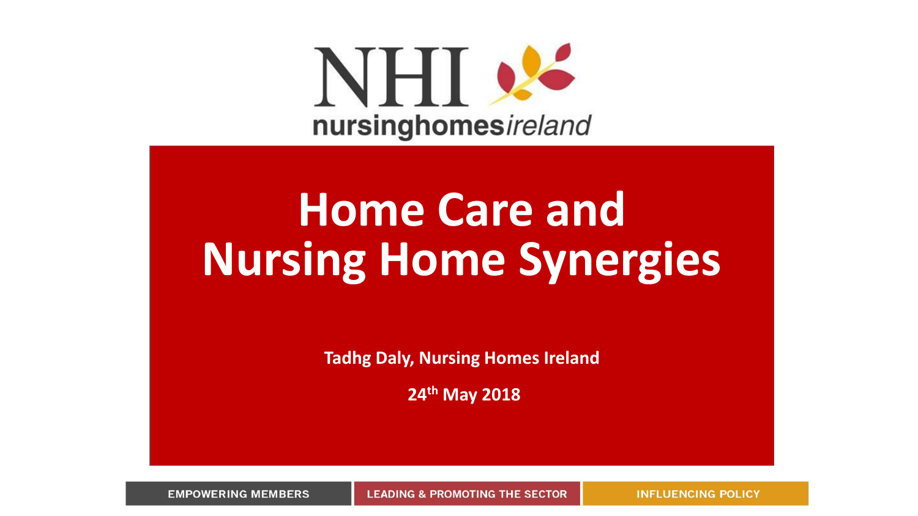NHI nursinghomesireland

# Home Care and Nursing Home Synergies

**Tadhg Daly, Nursing Homes Ireland**

**24th May 2018**

EMPOWERING MEMBERS | LEADING & PROMOTING THE SECTOR | INFLUENCING POLICY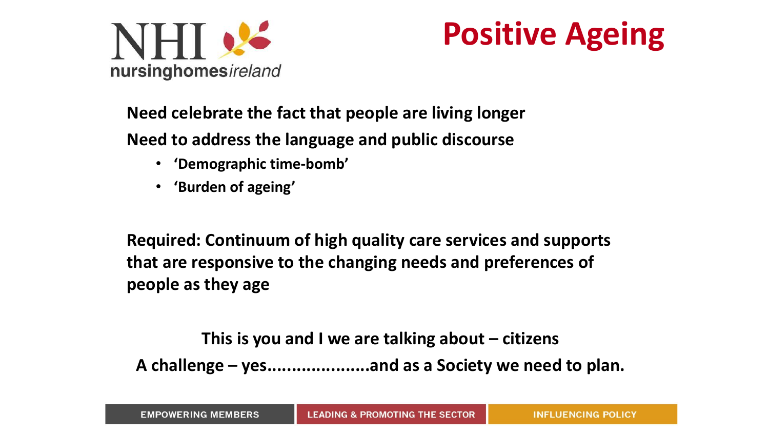# Positive Ageing

**Need celebrate the fact that people are living longer**

**Need to address the language and public discourse**

- **'Demographic time-bomb'**
- **'Burden of ageing'**

**Required: Continuum of high quality care services and supports that are responsive to the changing needs and preferences of people as they age**

**This is you and I we are talking about – citizens**

**A challenge – yes....................and as a Society we need to plan.**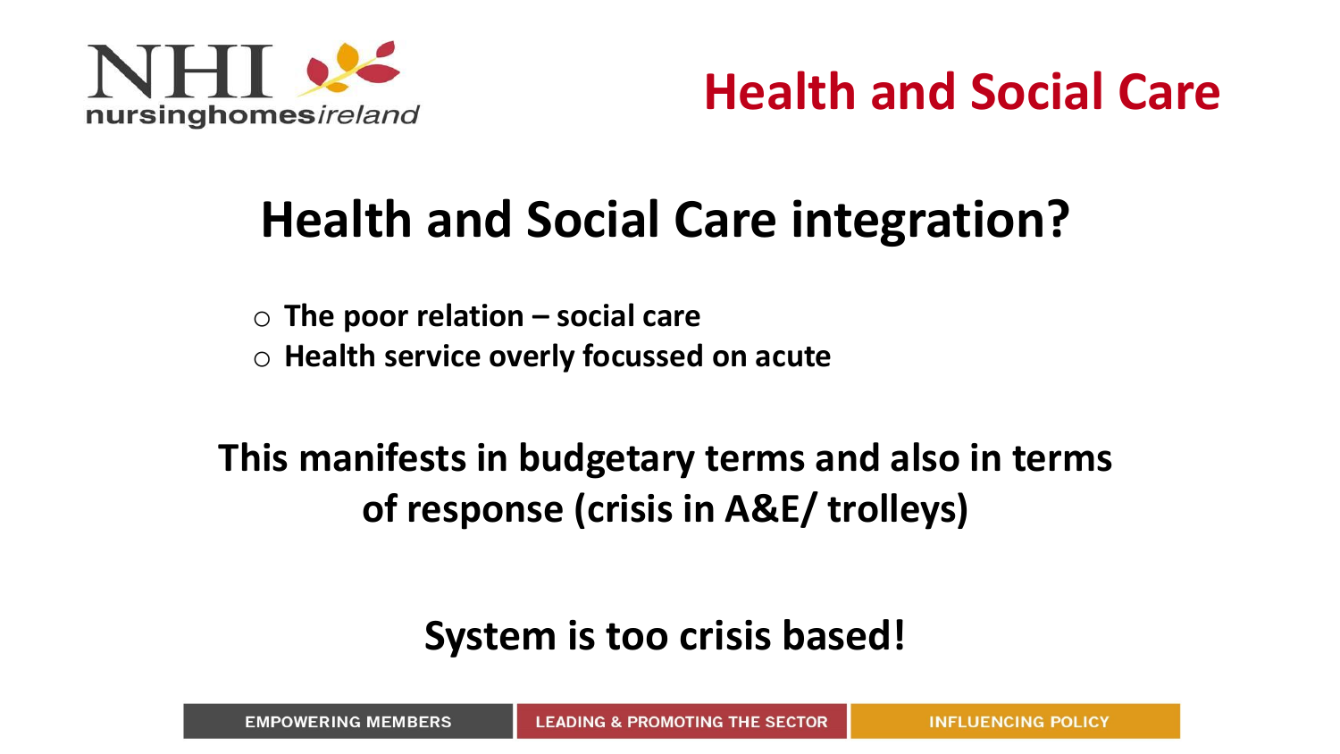# Health and Social Care

## Health and Social Care integration?

- **The poor relation – social care**
- **Health service overly focussed on acute**

**This manifests in budgetary terms and also in terms of response (crisis in A&E/ trolleys)**

**System is too crisis based!**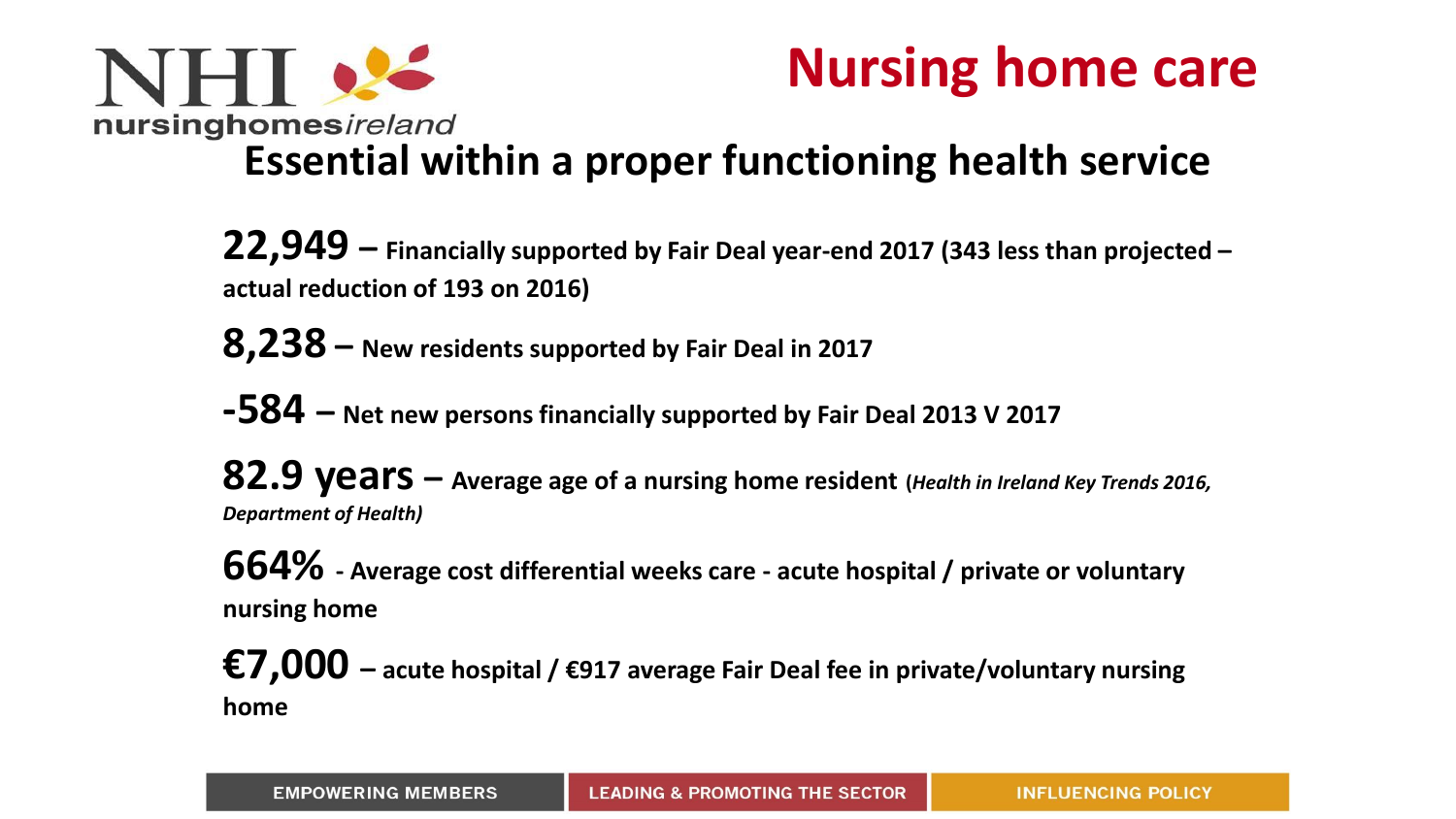# Nursing home care

## Essential within a proper functioning health service

**22,949 – Financially supported by Fair Deal year-end 2017 (343 less than projected – actual reduction of 193 on 2016)**

**8,238 – New residents supported by Fair Deal in 2017**

**-584 – Net new persons financially supported by Fair Deal 2013 V 2017**

**82.9 years – Average age of a nursing home resident (*Health in Ireland Key Trends 2016, Department of Health*)**

**664% - Average cost differential weeks care - acute hospital / private or voluntary nursing home**

**€7,000 – acute hospital / €917 average Fair Deal fee in private/voluntary nursing home**

EMPOWERING MEMBERS | LEADING & PROMOTING THE SECTOR | INFLUENCING POLICY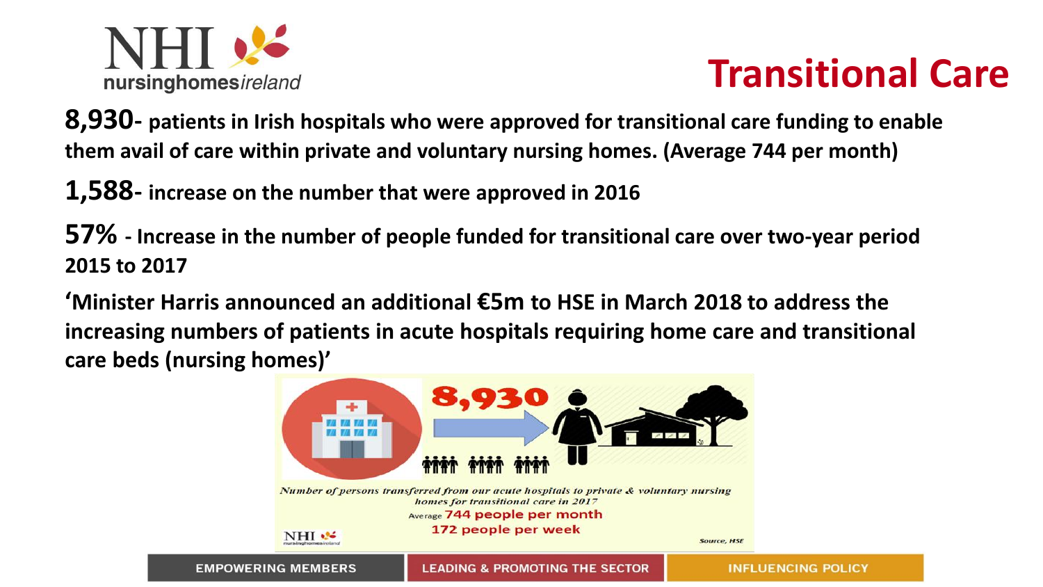# Transitional Care

**8,930- patients in Irish hospitals who were approved for transitional care funding to enable them avail of care within private and voluntary nursing homes. (Average 744 per month)**

**1,588- increase on the number that were approved in 2016**

**57% - Increase in the number of people funded for transitional care over two-year period 2015 to 2017**

**'Minister Harris announced an additional €5m to HSE in March 2018 to address the increasing numbers of patients in acute hospitals requiring home care and transitional care beds (nursing homes)'**

8,930

*Number of persons transferred from our acute hospitals to private & voluntary nursing homes for transitional care in 2017*

Average 744 people per month

172 people per week

Source, HSE

EMPOWERING MEMBERS | LEADING & PROMOTING THE SECTOR | INFLUENCING POLICY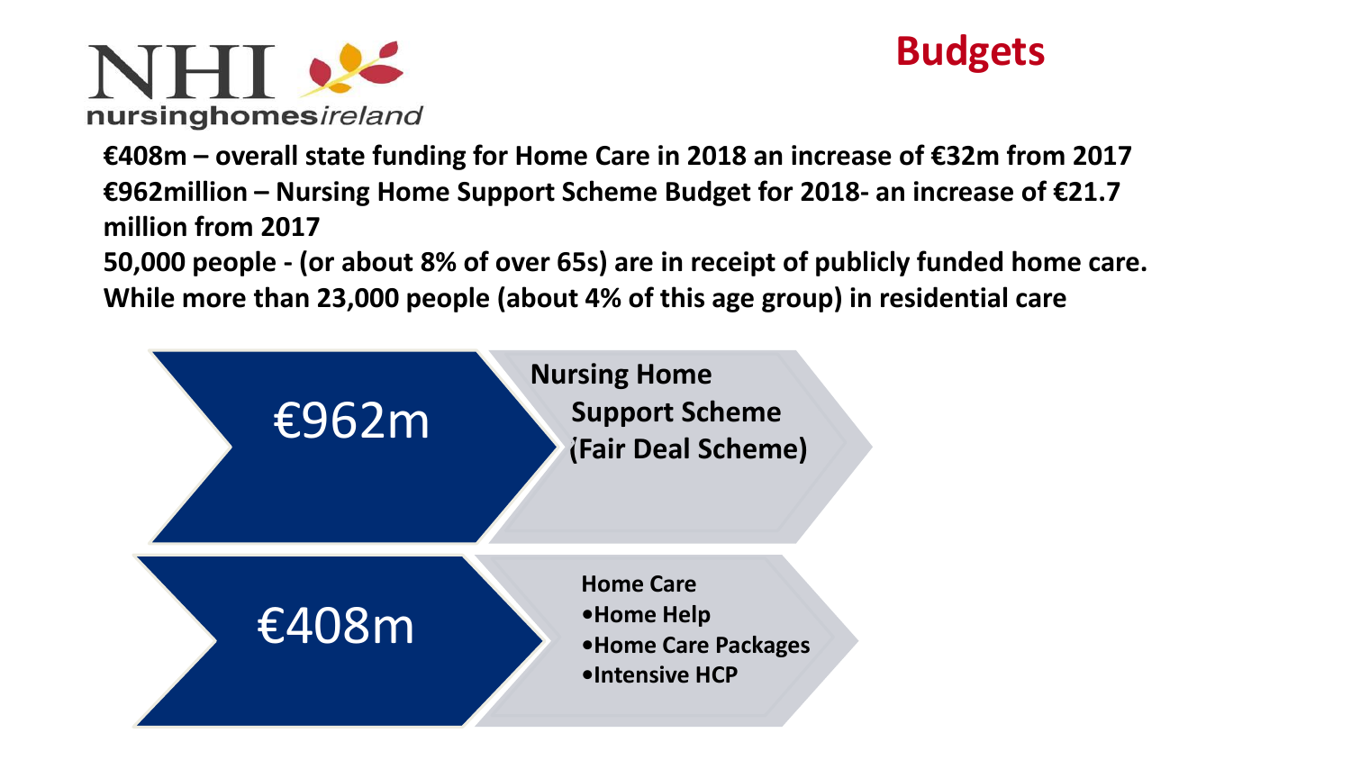NHI nursinghomesireland

# Budgets

**€408m – overall state funding for Home Care in 2018 an increase of €32m from 2017**

**€962million – Nursing Home Support Scheme Budget for 2018- an increase of €21.7 million from 2017**

**50,000 people - (or about 8% of over 65s) are in receipt of publicly funded home care. While more than 23,000 people (about 4% of this age group) in residential care**

€962m

**Nursing Home Support Scheme (Fair Deal Scheme)**

€408m

**Home Care**

- **Home Help**
- **Home Care Packages**
- **Intensive HCP**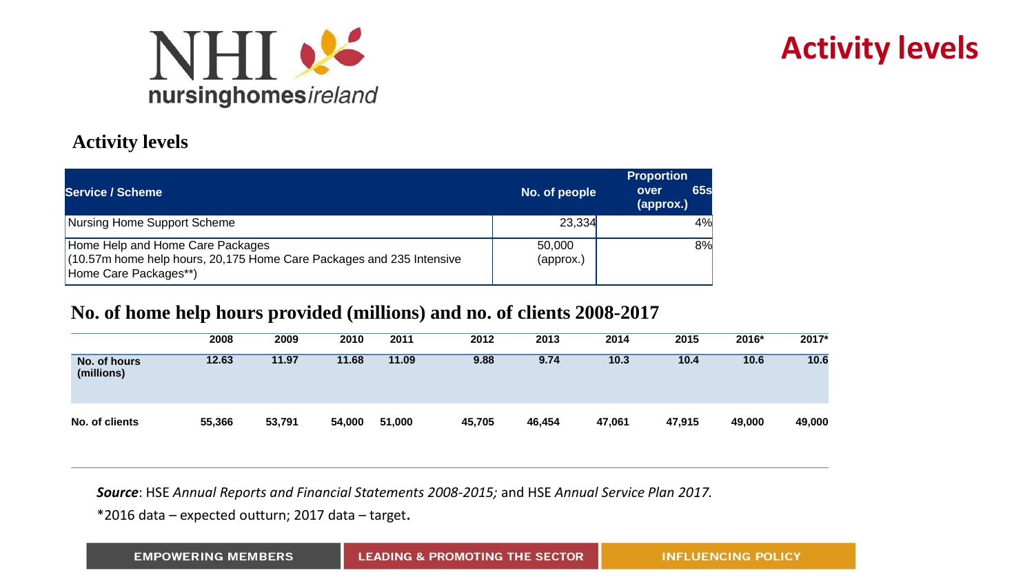# Activity levels

## Activity levels

| Service / Scheme | No. of people | Proportion over 65s (approx.) |
|---|---|---|
| Nursing Home Support Scheme | 23,334 | 4% |
| Home Help and Home Care Packages (10.57m home help hours, 20,175 Home Care Packages and 235 Intensive Home Care Packages**) | 50,000 (approx.) | 8% |

## No. of home help hours provided (millions) and no. of clients 2008-2017

| | 2008 | 2009 | 2010 | 2011 | 2012 | 2013 | 2014 | 2015 | 2016* | 2017* |
|---|---|---|---|---|---|---|---|---|---|---|
| No. of hours (millions) | 12.63 | 11.97 | 11.68 | 11.09 | 9.88 | 9.74 | 10.3 | 10.4 | 10.6 | 10.6 |
| No. of clients | 55,366 | 53,791 | 54,000 | 51,000 | 45,705 | 46,454 | 47,061 | 47,915 | 49,000 | 49,000 |

***Source***: HSE *Annual Reports and Financial Statements 2008-2015;* and HSE *Annual Service Plan 2017.*

*2016 data – expected outturn; 2017 data – target.

EMPOWERING MEMBERS | LEADING & PROMOTING THE SECTOR | INFLUENCING POLICY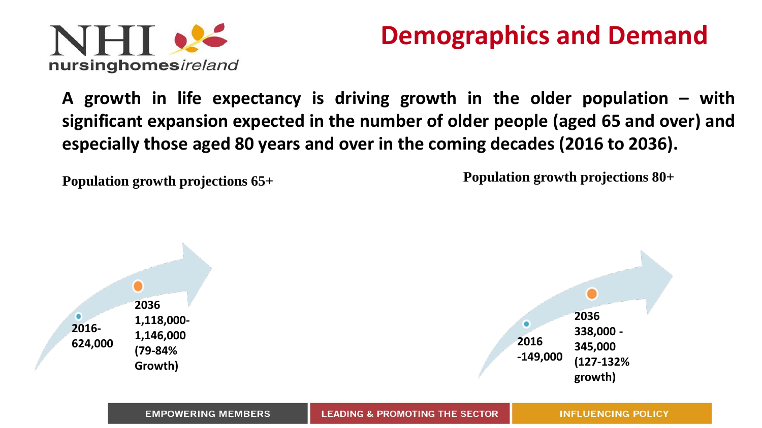# Demographics and Demand

**A growth in life expectancy is driving growth in the older population – with significant expansion expected in the number of older people (aged 65 and over) and especially those aged 80 years and over in the coming decades (2016 to 2036).**

**Population growth projections 65+**

**2016- 624,000**

**2036 1,118,000- 1,146,000 (79-84% Growth)**

**Population growth projections 80+**

**2016 -149,000**

**2036 338,000 - 345,000 (127-132% growth)**

EMPOWERING MEMBERS | LEADING & PROMOTING THE SECTOR | INFLUENCING POLICY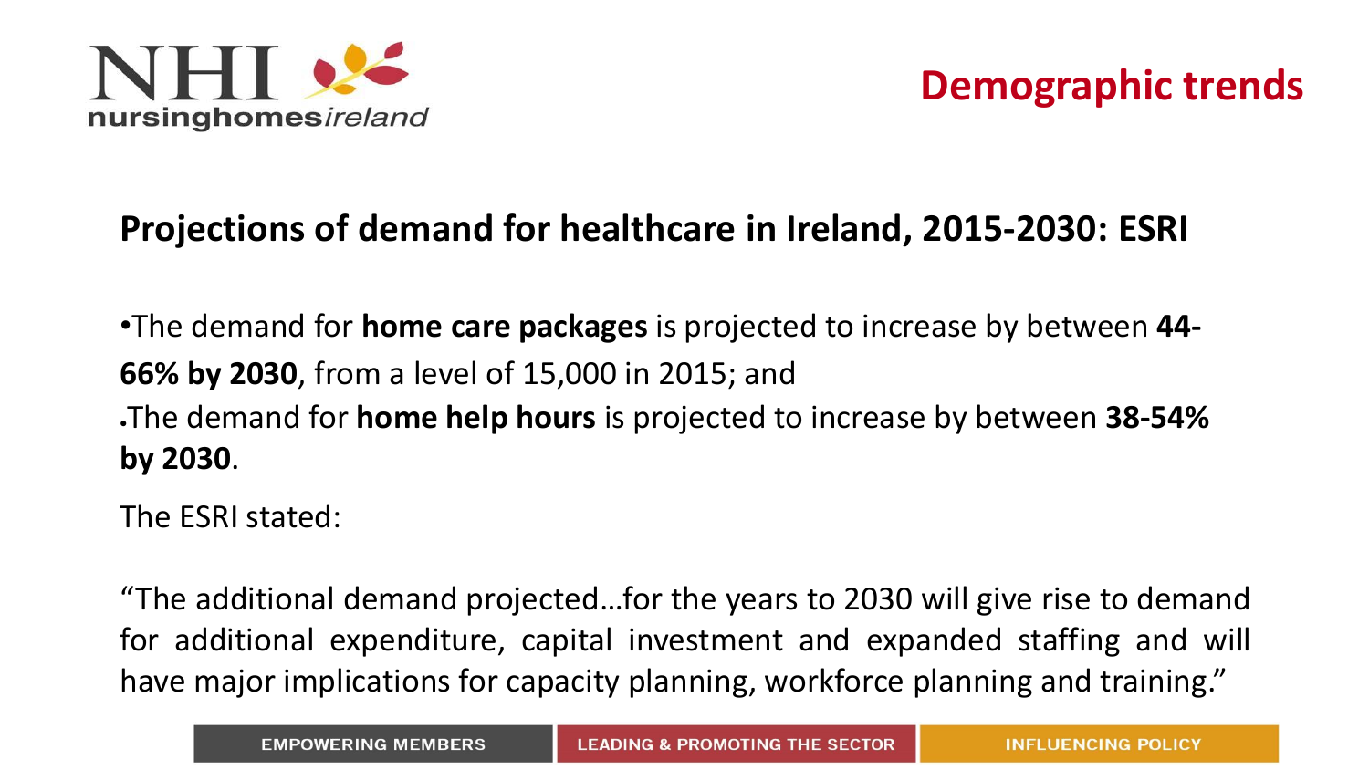# Demographic trends

## Projections of demand for healthcare in Ireland, 2015-2030: ESRI

- The demand for **home care packages** is projected to increase by between **44-66% by 2030**, from a level of 15,000 in 2015; and
- The demand for **home help hours** is projected to increase by between **38-54% by 2030**.

The ESRI stated:

"The additional demand projected…for the years to 2030 will give rise to demand for additional expenditure, capital investment and expanded staffing and will have major implications for capacity planning, workforce planning and training."

EMPOWERING MEMBERS | LEADING & PROMOTING THE SECTOR | INFLUENCING POLICY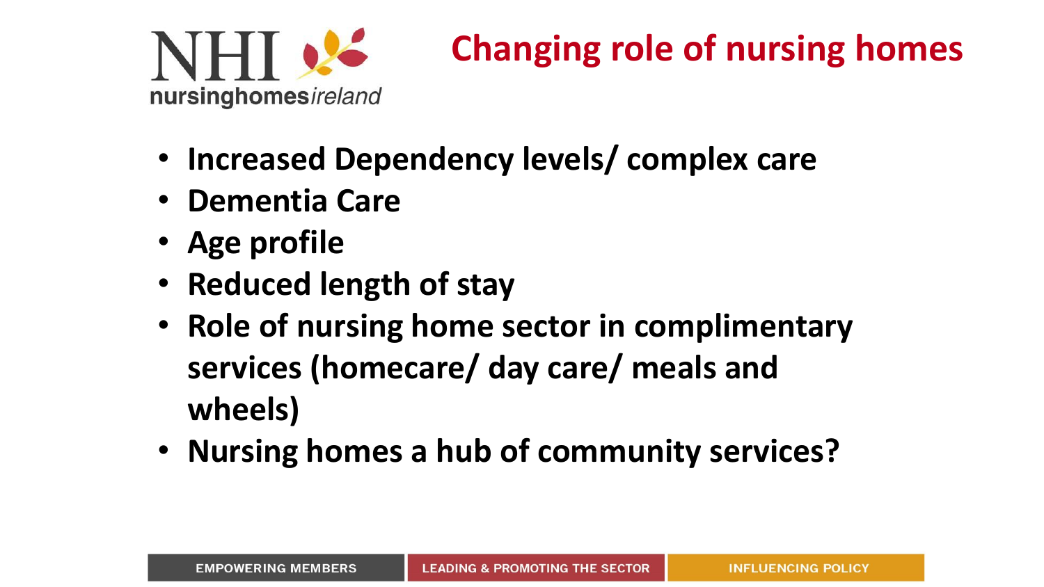# Changing role of nursing homes

- **Increased Dependency levels/ complex care**
- **Dementia Care**
- **Age profile**
- **Reduced length of stay**
- **Role of nursing home sector in complimentary services (homecare/ day care/ meals and wheels)**
- **Nursing homes a hub of community services?**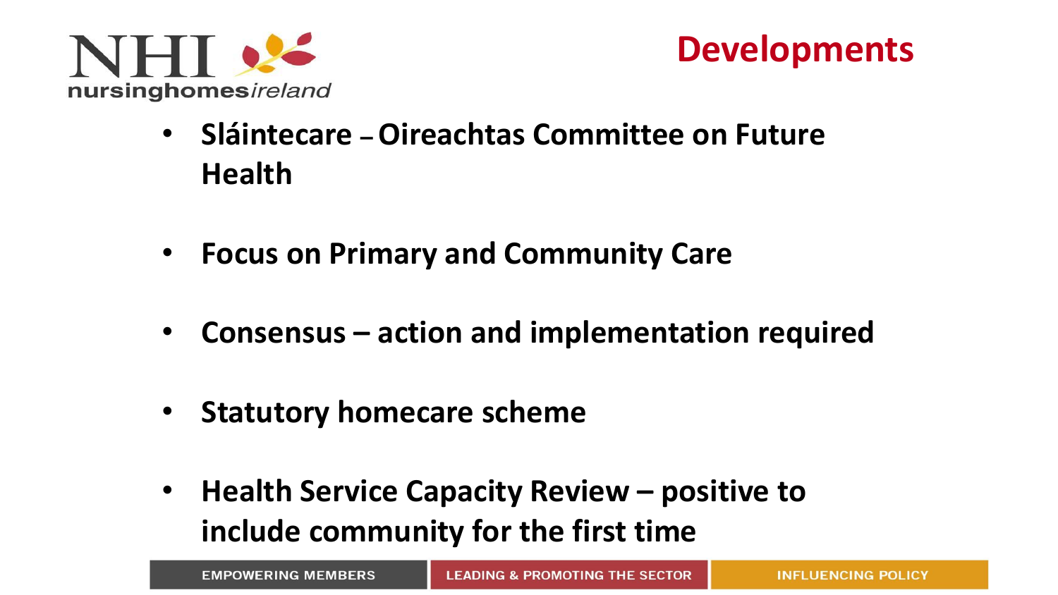# Developments

- **Sláintecare – Oireachtas Committee on Future Health**
- **Focus on Primary and Community Care**
- **Consensus – action and implementation required**
- **Statutory homecare scheme**
- **Health Service Capacity Review – positive to include community for the first time**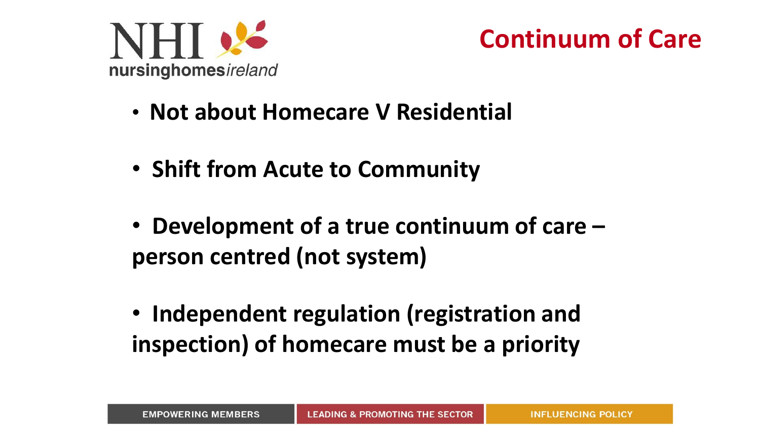# Continuum of Care

- **Not about Homecare V Residential**
- **Shift from Acute to Community**
- **Development of a true continuum of care – person centred (not system)**
- **Independent regulation (registration and inspection) of homecare must be a priority**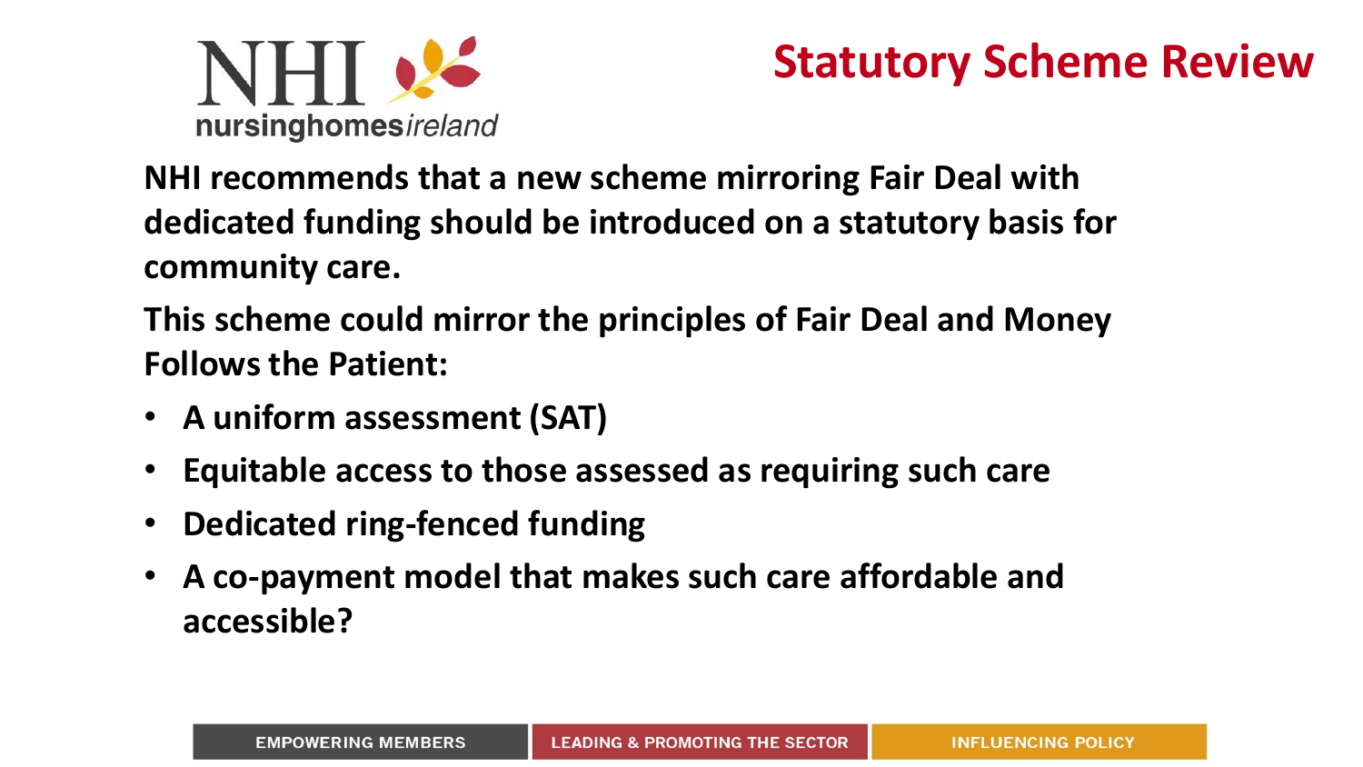# Statutory Scheme Review

**NHI recommends that a new scheme mirroring Fair Deal with dedicated funding should be introduced on a statutory basis for community care.**

**This scheme could mirror the principles of Fair Deal and Money Follows the Patient:**

- **A uniform assessment (SAT)**
- **Equitable access to those assessed as requiring such care**
- **Dedicated ring-fenced funding**
- **A co-payment model that makes such care affordable and accessible?**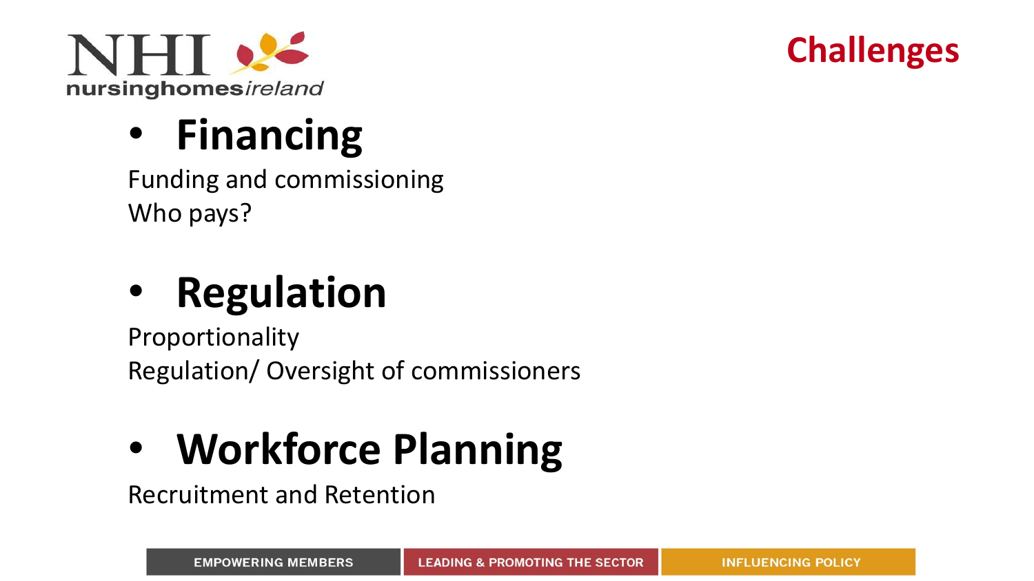# Challenges

- **Financing**

Funding and commissioning
Who pays?

- **Regulation**

Proportionality
Regulation/ Oversight of commissioners

- **Workforce Planning**

Recruitment and Retention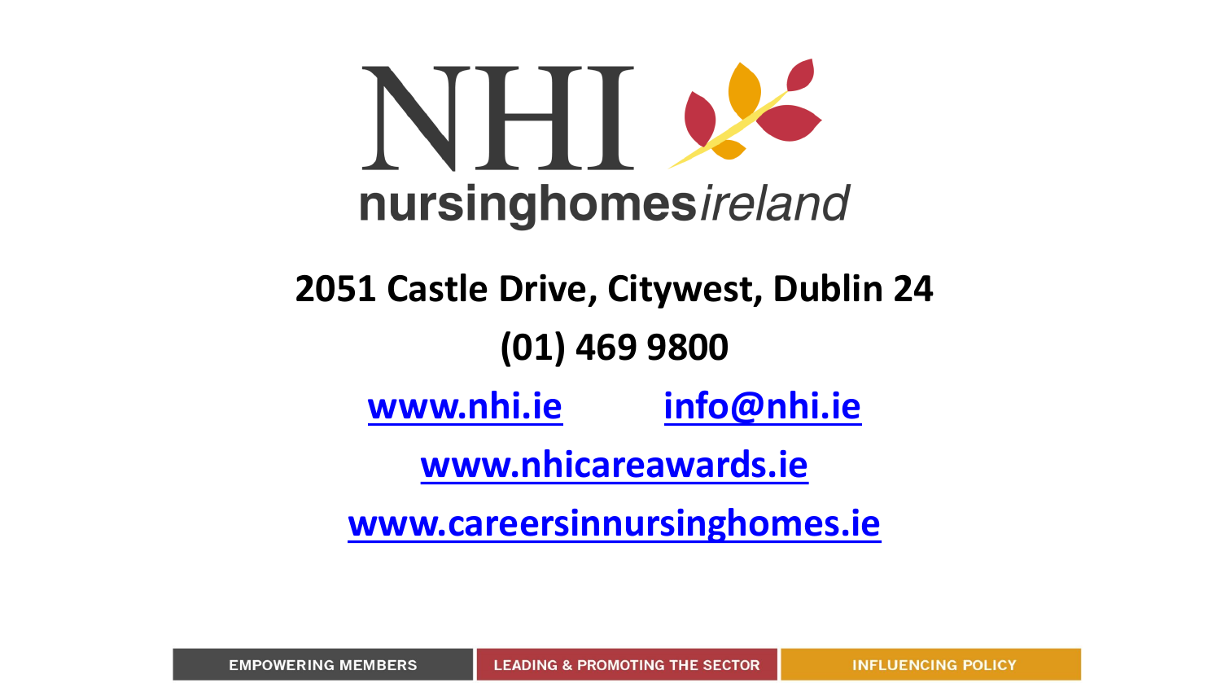# NHI

**nursinghomes*ireland***

**2051 Castle Drive, Citywest, Dublin 24**

**(01) 469 9800**

**www.nhi.ie** **info@nhi.ie**

**www.nhicareawards.ie**

**www.careersinnursinghomes.ie**

EMPOWERING MEMBERS | LEADING & PROMOTING THE SECTOR | INFLUENCING POLICY